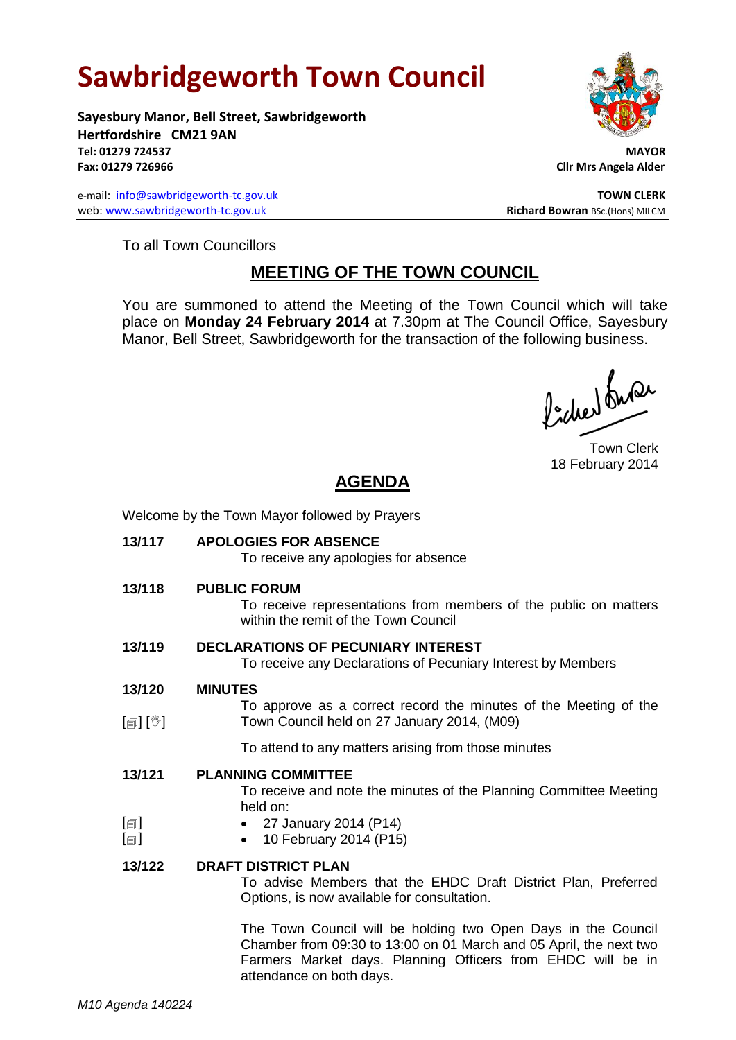# Sawbridgeworth Town Council

**Sayesbury Manor, Bell Street, Sawbridgeworth**
**Hertfordshire CM21 9AN**
**Tel: 01279 724537**
**Fax: 01279 726966**

**MAYOR**
**Cllr Mrs Angela Alder**

e-mail: info@sawbridgeworth-tc.gov.uk
web: www.sawbridgeworth-tc.gov.uk

**TOWN CLERK**
**Richard Bowran** BSc.(Hons) MILCM

To all Town Councillors

## MEETING OF THE TOWN COUNCIL

You are summoned to attend the Meeting of the Town Council which will take place on **Monday 24 February 2014** at 7.30pm at The Council Office, Sayesbury Manor, Bell Street, Sawbridgeworth for the transaction of the following business.

Town Clerk
18 February 2014

## AGENDA

Welcome by the Town Mayor followed by Prayers

**13/117 APOLOGIES FOR ABSENCE**
To receive any apologies for absence

**13/118 PUBLIC FORUM**
To receive representations from members of the public on matters within the remit of the Town Council

**13/119 DECLARATIONS OF PECUNIARY INTEREST**
To receive any Declarations of Pecuniary Interest by Members

**13/120 MINUTES**
[▤] [✋] To approve as a correct record the minutes of the Meeting of the Town Council held on 27 January 2014, (M09)

To attend to any matters arising from those minutes

**13/121 PLANNING COMMITTEE**
To receive and note the minutes of the Planning Committee Meeting held on:

- [▤] 27 January 2014 (P14)
- [▤] 10 February 2014 (P15)

**13/122 DRAFT DISTRICT PLAN**
To advise Members that the EHDC Draft District Plan, Preferred Options, is now available for consultation.

The Town Council will be holding two Open Days in the Council Chamber from 09:30 to 13:00 on 01 March and 05 April, the next two Farmers Market days. Planning Officers from EHDC will be in attendance on both days.

*M10 Agenda 140224*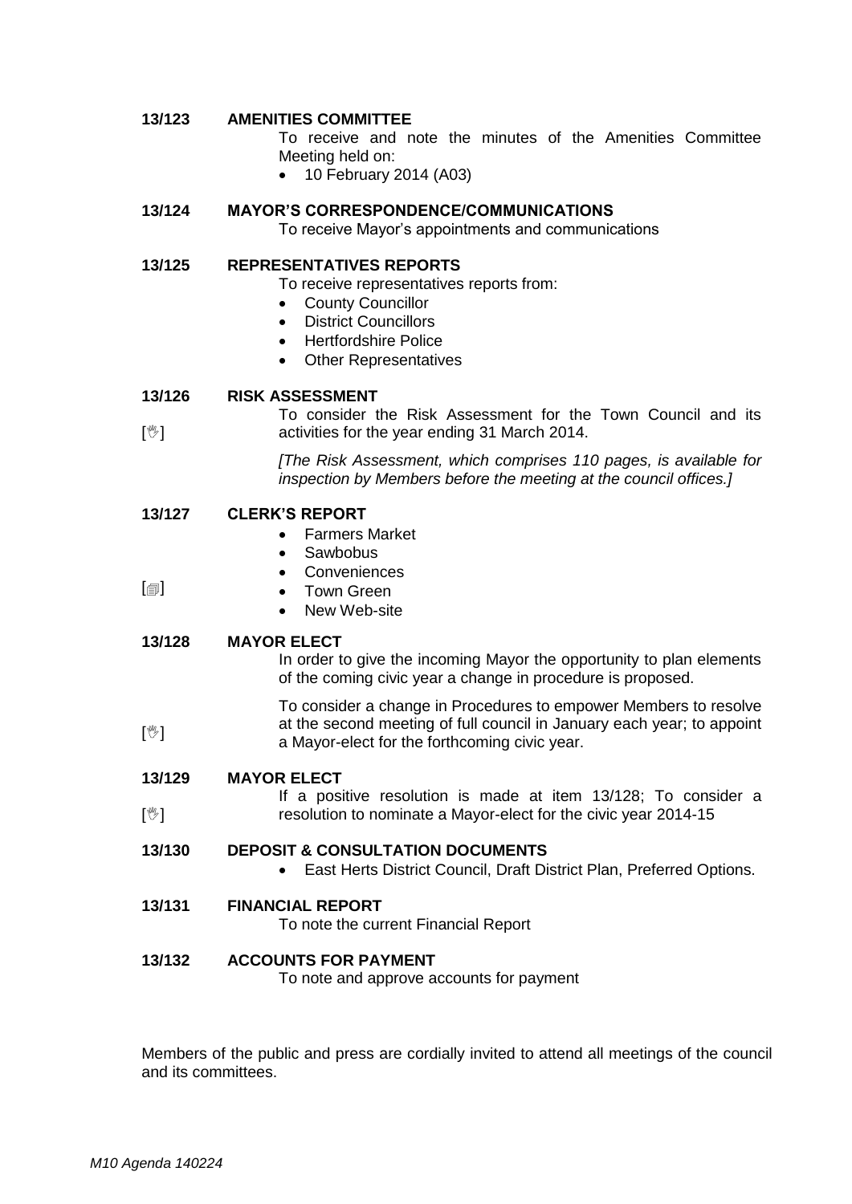**13/123 AMENITIES COMMITTEE**

To receive and note the minutes of the Amenities Committee Meeting held on:

- 10 February 2014 (A03)

**13/124 MAYOR'S CORRESPONDENCE/COMMUNICATIONS**

To receive Mayor's appointments and communications

**13/125 REPRESENTATIVES REPORTS**

To receive representatives reports from:

- County Councillor
- District Councillors
- Hertfordshire Police
- Other Representatives

**13/126 RISK ASSESSMENT**

[✋] To consider the Risk Assessment for the Town Council and its activities for the year ending 31 March 2014.

*[The Risk Assessment, which comprises 110 pages, is available for inspection by Members before the meeting at the council offices.]*

**13/127 CLERK'S REPORT**

[🗐]

- Farmers Market
- Sawbobus
- Conveniences
- Town Green
- New Web-site

**13/128 MAYOR ELECT**

In order to give the incoming Mayor the opportunity to plan elements of the coming civic year a change in procedure is proposed.

[✋] To consider a change in Procedures to empower Members to resolve at the second meeting of full council in January each year; to appoint a Mayor-elect for the forthcoming civic year.

**13/129 MAYOR ELECT**

[✋] If a positive resolution is made at item 13/128; To consider a resolution to nominate a Mayor-elect for the civic year 2014-15

**13/130 DEPOSIT & CONSULTATION DOCUMENTS**

- East Herts District Council, Draft District Plan, Preferred Options.

**13/131 FINANCIAL REPORT**

To note the current Financial Report

**13/132 ACCOUNTS FOR PAYMENT**

To note and approve accounts for payment

Members of the public and press are cordially invited to attend all meetings of the council and its committees.